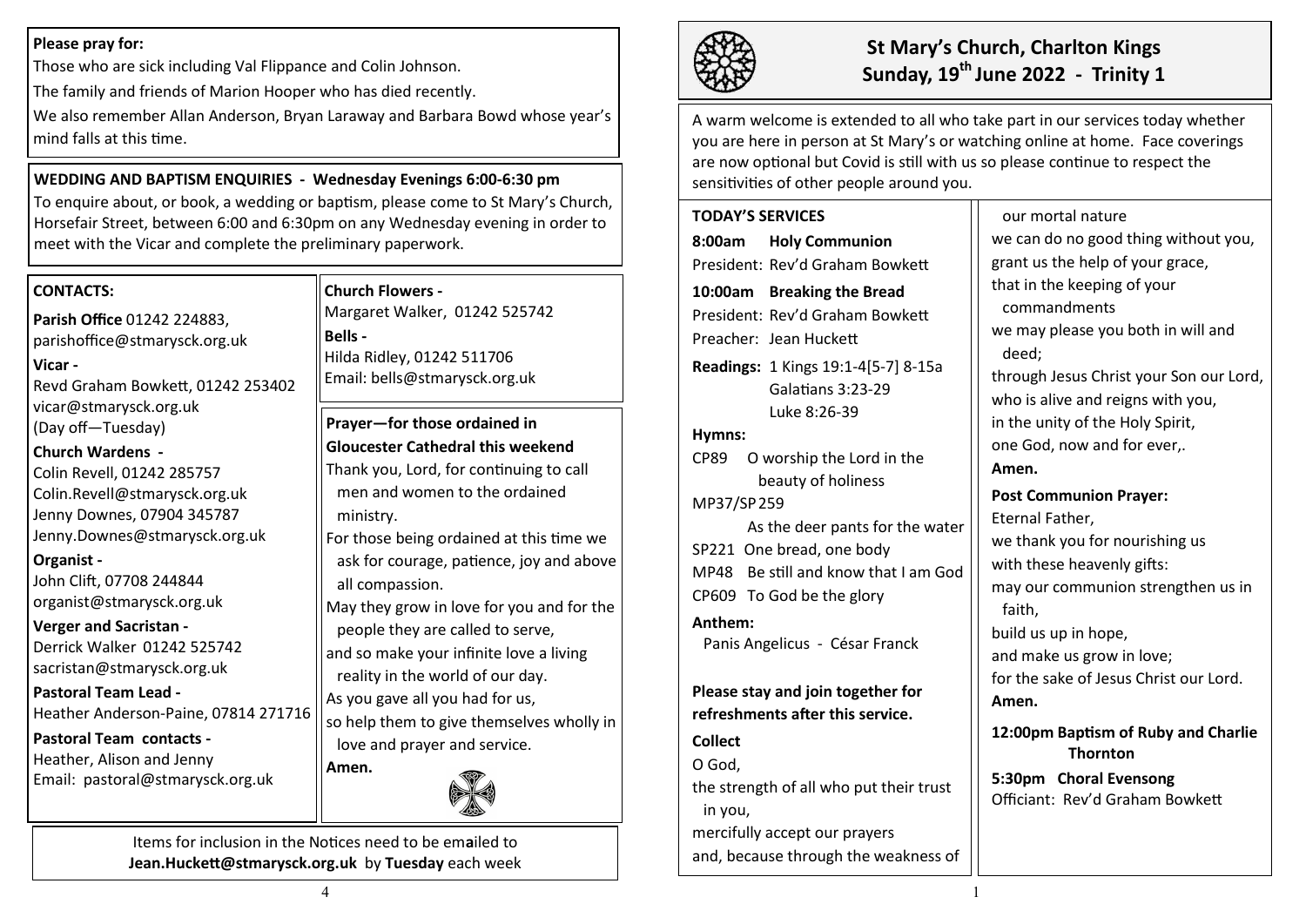# St Mary's Church, Charlton Kings
## Sunday, 19th June 2022 - Trinity 1

A warm welcome is extended to all who take part in our services today whether you are here in person at St Mary's or watching online at home. Face coverings are now optional but Covid is still with us so please continue to respect the sensitivities of other people around you.

### TODAY'S SERVICES

**8:00am Holy Communion**
President: Rev'd Graham Bowkett

**10:00am Breaking the Bread**
President: Rev'd Graham Bowkett
Preacher: Jean Huckett

**Readings:** 1 Kings 19:1-4[5-7] 8-15a
Galatians 3:23-29
Luke 8:26-39

**Hymns:**
CP89 O worship the Lord in the beauty of holiness
MP37/SP 259 As the deer pants for the water
SP221 One bread, one body
MP48 Be still and know that I am God
CP609 To God be the glory

**Anthem:**
Panis Angelicus - César Franck

**Please stay and join together for refreshments after this service.**

**Collect**

O God,
the strength of all who put their trust in you,
mercifully accept our prayers
and, because through the weakness of our mortal nature
we can do no good thing without you,
grant us the help of your grace,
that in the keeping of your commandments
we may please you both in will and deed;
through Jesus Christ your Son our Lord,
who is alive and reigns with you,
in the unity of the Holy Spirit,
one God, now and for ever,.
**Amen.**

**Post Communion Prayer:**

Eternal Father,
we thank you for nourishing us
with these heavenly gifts:
may our communion strengthen us in faith,
build us up in hope,
and make us grow in love;
for the sake of Jesus Christ our Lord.
**Amen.**

**12:00pm Baptism of Ruby and Charlie Thornton**

**5:30pm Choral Evensong**
Officiant: Rev'd Graham Bowkett

---

**Please pray for:**

Those who are sick including Val Flippance and Colin Johnson.

The family and friends of Marion Hooper who has died recently.

We also remember Allan Anderson, Bryan Laraway and Barbara Bowd whose year's mind falls at this time.

**WEDDING AND BAPTISM ENQUIRIES - Wednesday Evenings 6:00-6:30 pm**

To enquire about, or book, a wedding or baptism, please come to St Mary's Church, Horsefair Street, between 6:00 and 6:30pm on any Wednesday evening in order to meet with the Vicar and complete the preliminary paperwork.

**CONTACTS:**

**Parish Office** 01242 224883,
parishoffice@stmarysck.org.uk

**Vicar -**
Revd Graham Bowkett, 01242 253402
vicar@stmarysck.org.uk
(Day off—Tuesday)

**Church Wardens -**
Colin Revell, 01242 285757
Colin.Revell@stmarysck.org.uk
Jenny Downes, 07904 345787
Jenny.Downes@stmarysck.org.uk

**Organist -**
John Clift, 07708 244844
organist@stmarysck.org.uk

**Verger and Sacristan -**
Derrick Walker 01242 525742
sacristan@stmarysck.org.uk

**Pastoral Team Lead -**
Heather Anderson-Paine, 07814 271716

**Pastoral Team contacts -**
Heather, Alison and Jenny
Email: pastoral@stmarysck.org.uk

**Church Flowers -**
Margaret Walker, 01242 525742

**Bells -**
Hilda Ridley, 01242 511706
Email: bells@stmarysck.org.uk

**Prayer—for those ordained in Gloucester Cathedral this weekend**

Thank you, Lord, for continuing to call men and women to the ordained ministry.
For those being ordained at this time we ask for courage, patience, joy and above all compassion.
May they grow in love for you and for the people they are called to serve,
and so make your infinite love a living reality in the world of our day.
As you gave all you had for us,
so help them to give themselves wholly in love and prayer and service.
**Amen.**

Items for inclusion in the Notices need to be emailed to **Jean.Huckett@stmarysck.org.uk** by **Tuesday** each week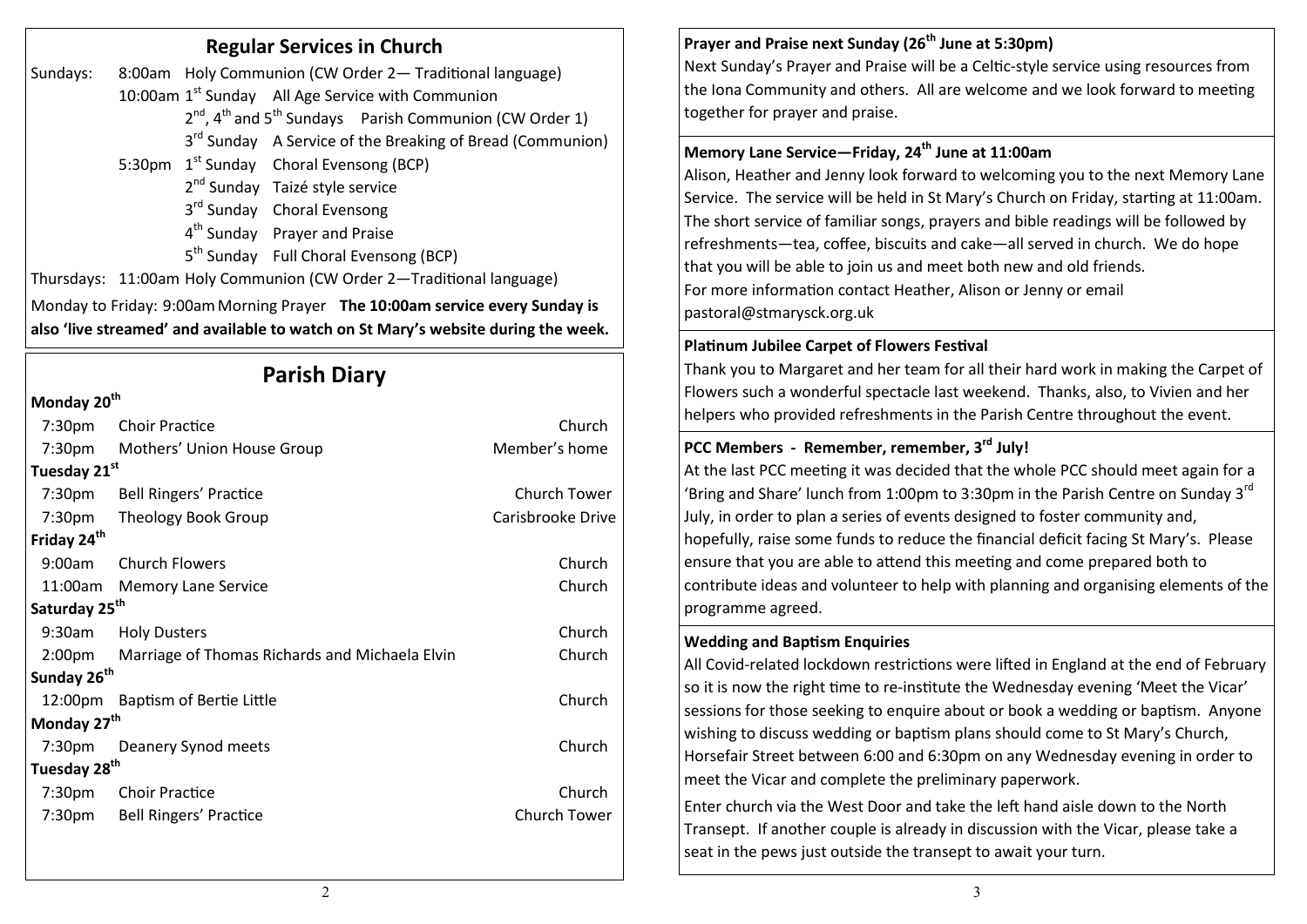## Regular Services in Church

| | | | |
|---|---|---|---|
| Sundays: | 8:00am | Holy Communion (CW Order 2— Traditional language) | |
| | 10:00am | 1st Sunday | All Age Service with Communion |
| | | 2nd, 4th and 5th Sundays | Parish Communion (CW Order 1) |
| | | 3rd Sunday | A Service of the Breaking of Bread (Communion) |
| | 5:30pm | 1st Sunday | Choral Evensong (BCP) |
| | | 2nd Sunday | Taizé style service |
| | | 3rd Sunday | Choral Evensong |
| | | 4th Sunday | Prayer and Praise |
| | | 5th Sunday | Full Choral Evensong (BCP) |
| Thursdays: | 11:00am | Holy Communion (CW Order 2—Traditional language) | |

Monday to Friday: 9:00am Morning Prayer **The 10:00am service every Sunday is also 'live streamed' and available to watch on St Mary's website during the week.**

## Parish Diary

| | | |
|---|---|---|
| **Monday 20th** | | |
| 7:30pm | Choir Practice | Church |
| 7:30pm | Mothers' Union House Group | Member's home |
| **Tuesday 21st** | | |
| 7:30pm | Bell Ringers' Practice | Church Tower |
| 7:30pm | Theology Book Group | Carisbrooke Drive |
| **Friday 24th** | | |
| 9:00am | Church Flowers | Church |
| 11:00am | Memory Lane Service | Church |
| **Saturday 25th** | | |
| 9:30am | Holy Dusters | Church |
| 2:00pm | Marriage of Thomas Richards and Michaela Elvin | Church |
| **Sunday 26th** | | |
| 12:00pm | Baptism of Bertie Little | Church |
| **Monday 27th** | | |
| 7:30pm | Deanery Synod meets | Church |
| **Tuesday 28th** | | |
| 7:30pm | Choir Practice | Church |
| 7:30pm | Bell Ringers' Practice | Church Tower |

### Prayer and Praise next Sunday (26th June at 5:30pm)

Next Sunday's Prayer and Praise will be a Celtic-style service using resources from the Iona Community and others. All are welcome and we look forward to meeting together for prayer and praise.

### Memory Lane Service—Friday, 24th June at 11:00am

Alison, Heather and Jenny look forward to welcoming you to the next Memory Lane Service. The service will be held in St Mary's Church on Friday, starting at 11:00am. The short service of familiar songs, prayers and bible readings will be followed by refreshments—tea, coffee, biscuits and cake—all served in church. We do hope that you will be able to join us and meet both new and old friends.
For more information contact Heather, Alison or Jenny or email pastoral@stmarysck.org.uk

### Platinum Jubilee Carpet of Flowers Festival

Thank you to Margaret and her team for all their hard work in making the Carpet of Flowers such a wonderful spectacle last weekend. Thanks, also, to Vivien and her helpers who provided refreshments in the Parish Centre throughout the event.

### PCC Members - Remember, remember, 3rd July!

At the last PCC meeting it was decided that the whole PCC should meet again for a 'Bring and Share' lunch from 1:00pm to 3:30pm in the Parish Centre on Sunday 3rd July, in order to plan a series of events designed to foster community and, hopefully, raise some funds to reduce the financial deficit facing St Mary's. Please ensure that you are able to attend this meeting and come prepared both to contribute ideas and volunteer to help with planning and organising elements of the programme agreed.

### Wedding and Baptism Enquiries

All Covid-related lockdown restrictions were lifted in England at the end of February so it is now the right time to re-institute the Wednesday evening 'Meet the Vicar' sessions for those seeking to enquire about or book a wedding or baptism. Anyone wishing to discuss wedding or baptism plans should come to St Mary's Church, Horsefair Street between 6:00 and 6:30pm on any Wednesday evening in order to meet the Vicar and complete the preliminary paperwork.

Enter church via the West Door and take the left hand aisle down to the North Transept. If another couple is already in discussion with the Vicar, please take a seat in the pews just outside the transept to await your turn.